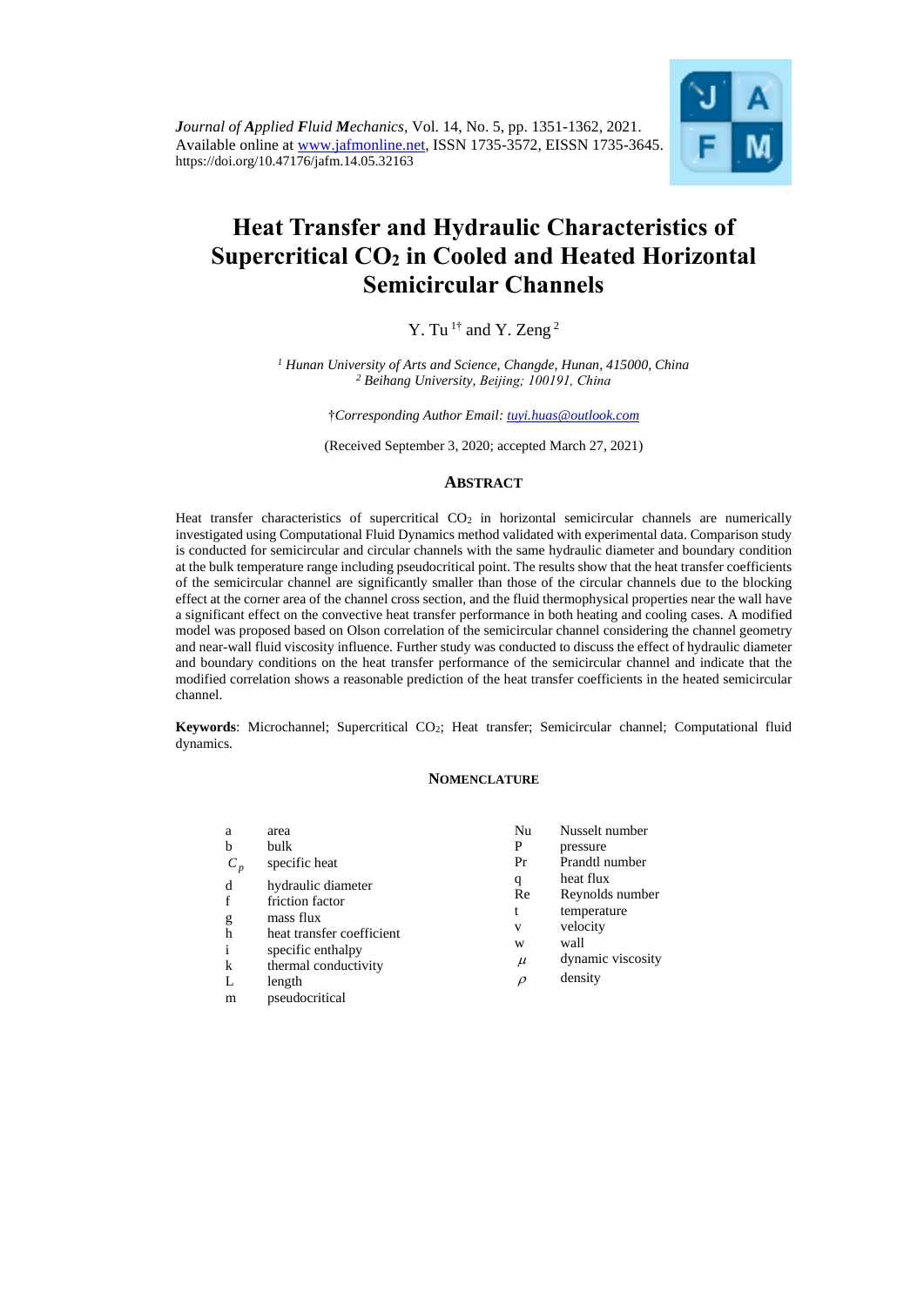*Journal of Applied Fluid Mechanics*, Vol. 14, No. 5, pp. 1351-1362, 2021.
Available online at www.jafmonline.net, ISSN 1735-3572, EISSN 1735-3645.
https://doi.org/10.47176/jafm.14.05.32163

# Heat Transfer and Hydraulic Characteristics of Supercritical $CO_2$ in Cooled and Heated Horizontal Semicircular Channels

Y. Tu [1†] and Y. Zeng [2]

[1] *Hunan University of Arts and Science, Changde, Hunan, 415000, China*
[2] *Beihang University, Beijing; 100191, China*

†*Corresponding Author Email: tuyi.huas@outlook.com*

(Received September 3, 2020; accepted March 27, 2021)

## ABSTRACT

Heat transfer characteristics of supercritical $CO_2$ in horizontal semicircular channels are numerically investigated using Computational Fluid Dynamics method validated with experimental data. Comparison study is conducted for semicircular and circular channels with the same hydraulic diameter and boundary condition at the bulk temperature range including pseudocritical point. The results show that the heat transfer coefficients of the semicircular channel are significantly smaller than those of the circular channels due to the blocking effect at the corner area of the channel cross section, and the fluid thermophysical properties near the wall have a significant effect on the convective heat transfer performance in both heating and cooling cases. A modified model was proposed based on Olson correlation of the semicircular channel considering the channel geometry and near-wall fluid viscosity influence. Further study was conducted to discuss the effect of hydraulic diameter and boundary conditions on the heat transfer performance of the semicircular channel and indicate that the modified correlation shows a reasonable prediction of the heat transfer coefficients in the heated semicircular channel.

**Keywords**: Microchannel; Supercritical $CO_2$; Heat transfer; Semicircular channel; Computational fluid dynamics.

## NOMENCLATURE

| | | | |
|---|---|---|---|
| a | area | Nu | Nusselt number |
| b | bulk | P | pressure |
| $C_p$ | specific heat | Pr | Prandtl number |
| d | hydraulic diameter | q | heat flux |
| f | friction factor | Re | Reynolds number |
| g | mass flux | t | temperature |
| h | heat transfer coefficient | v | velocity |
| i | specific enthalpy | w | wall |
| k | thermal conductivity | $\mu$ | dynamic viscosity |
| L | length | $\rho$ | density |
| m | pseudocritical | | |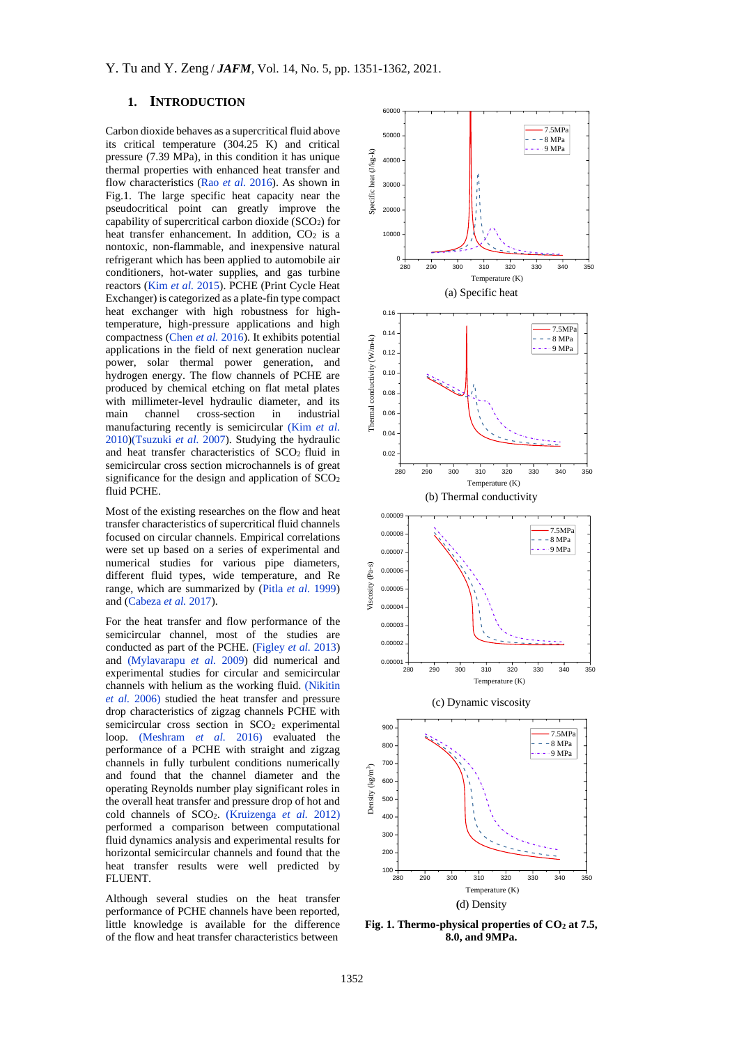## 1. INTRODUCTION

Carbon dioxide behaves as a supercritical fluid above its critical temperature (304.25 K) and critical pressure (7.39 MPa), in this condition it has unique thermal properties with enhanced heat transfer and flow characteristics (Rao *et al.* 2016). As shown in Fig.1. The large specific heat capacity near the pseudocritical point can greatly improve the capability of supercritical carbon dioxide ($SCO_2$) for heat transfer enhancement. In addition, $CO_2$ is a nontoxic, non-flammable, and inexpensive natural refrigerant which has been applied to automobile air conditioners, hot-water supplies, and gas turbine reactors (Kim *et al.* 2015). PCHE (Print Cycle Heat Exchanger) is categorized as a plate-fin type compact heat exchanger with high robustness for high-temperature, high-pressure applications and high compactness (Chen *et al.* 2016). It exhibits potential applications in the field of next generation nuclear power, solar thermal power generation, and hydrogen energy. The flow channels of PCHE are produced by chemical etching on flat metal plates with millimeter-level hydraulic diameter, and its main channel cross-section in industrial manufacturing recently is semicircular (Kim *et al.* 2010)(Tsuzuki *et al.* 2007). Studying the hydraulic and heat transfer characteristics of $SCO_2$ fluid in semicircular cross section microchannels is of great significance for the design and application of $SCO_2$ fluid PCHE.

Most of the existing researches on the flow and heat transfer characteristics of supercritical fluid channels focused on circular channels. Empirical correlations were set up based on a series of experimental and numerical studies for various pipe diameters, different fluid types, wide temperature, and Re range, which are summarized by (Pitla *et al.* 1999) and (Cabeza *et al.* 2017).

For the heat transfer and flow performance of the semicircular channel, most of the studies are conducted as part of the PCHE. (Figley *et al.* 2013) and (Mylavarapu *et al.* 2009) did numerical and experimental studies for circular and semicircular channels with helium as the working fluid. (Nikitin *et al.* 2006) studied the heat transfer and pressure drop characteristics of zigzag channels PCHE with semicircular cross section in $SCO_2$ experimental loop. (Meshram *et al.* 2016) evaluated the performance of a PCHE with straight and zigzag channels in fully turbulent conditions numerically and found that the channel diameter and the operating Reynolds number play significant roles in the overall heat transfer and pressure drop of hot and cold channels of $SCO_2$. (Kruizenga *et al.* 2012) performed a comparison between computational fluid dynamics analysis and experimental results for horizontal semicircular channels and found that the heat transfer results were well predicted by FLUENT.

Although several studies on the heat transfer performance of PCHE channels have been reported, little knowledge is available for the difference of the flow and heat transfer characteristics between

(a) Specific heat

(b) Thermal conductivity

(c) Dynamic viscosity

(d) Density

**Fig. 1. Thermo-physical properties of $CO_2$ at 7.5, 8.0, and 9MPa.**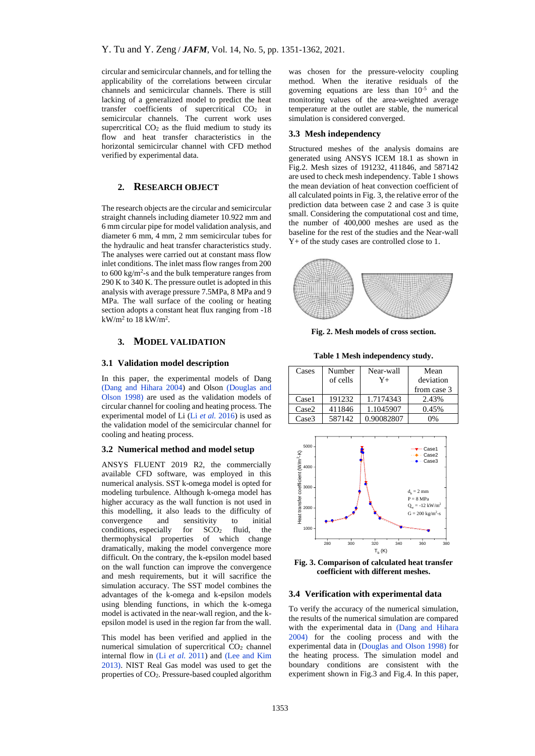circular and semicircular channels, and for telling the applicability of the correlations between circular channels and semicircular channels. There is still lacking of a generalized model to predict the heat transfer coefficients of supercritical $CO_2$ in semicircular channels. The current work uses supercritical $CO_2$ as the fluid medium to study its flow and heat transfer characteristics in the horizontal semicircular channel with CFD method verified by experimental data.

## 2. RESEARCH OBJECT

The research objects are the circular and semicircular straight channels including diameter 10.922 mm and 6 mm circular pipe for model validation analysis, and diameter 6 mm, 4 mm, 2 mm semicircular tubes for the hydraulic and heat transfer characteristics study. The analyses were carried out at constant mass flow inlet conditions. The inlet mass flow ranges from 200 to 600 kg/m$^2$-s and the bulk temperature ranges from 290 K to 340 K. The pressure outlet is adopted in this analysis with average pressure 7.5MPa, 8 MPa and 9 MPa. The wall surface of the cooling or heating section adopts a constant heat flux ranging from -18 kW/m$^2$ to 18 kW/m$^2$.

## 3. MODEL VALIDATION

### 3.1 Validation model description

In this paper, the experimental models of Dang (Dang and Hihara 2004) and Olson (Douglas and Olson 1998) are used as the validation models of circular channel for cooling and heating process. The experimental model of Li (Li *et al.* 2016) is used as the validation model of the semicircular channel for cooling and heating process.

### 3.2 Numerical method and model setup

ANSYS FLUENT 2019 R2, the commercially available CFD software, was employed in this numerical analysis. SST k-omega model is opted for modeling turbulence. Although k-omega model has higher accuracy as the wall function is not used in this modelling, it also leads to the difficulty of convergence and sensitivity to initial conditions, especially for $SCO_2$ fluid, the thermophysical properties of which change dramatically, making the model convergence more difficult. On the contrary, the k-epsilon model based on the wall function can improve the convergence and mesh requirements, but it will sacrifice the simulation accuracy. The SST model combines the advantages of the k-omega and k-epsilon models using blending functions, in which the k-omega model is activated in the near-wall region, and the k-epsilon model is used in the region far from the wall.

This model has been verified and applied in the numerical simulation of supercritical $CO_2$ channel internal flow in (Li *et al.* 2011) and (Lee and Kim 2013). NIST Real Gas model was used to get the properties of $CO_2$. Pressure-based coupled algorithm was chosen for the pressure-velocity coupling method. When the iterative residuals of the governing equations are less than $10^{-5}$ and the monitoring values of the area-weighted average temperature at the outlet are stable, the numerical simulation is considered converged.

### 3.3 Mesh independency

Structured meshes of the analysis domains are generated using ANSYS ICEM 18.1 as shown in Fig.2. Mesh sizes of 191232, 411846, and 587142 are used to check mesh independency. Table 1 shows the mean deviation of heat convection coefficient of all calculated points in Fig. 3, the relative error of the prediction data between case 2 and case 3 is quite small. Considering the computational cost and time, the number of 400,000 meshes are used as the baseline for the rest of the studies and the Near-wall Y+ of the study cases are controlled close to 1.

**Fig. 2. Mesh models of cross section.**

**Table 1 Mesh independency study.**

| Cases | Number of cells | Near-wall Y+ | Mean deviation from case 3 |
|---|---|---|---|
| Case1 | 191232 | 1.7174343 | 2.43% |
| Case2 | 411846 | 1.1045907 | 0.45% |
| Case3 | 587142 | 0.90082807 | 0% |

**Fig. 3. Comparison of calculated heat transfer coefficient with different meshes.**

### 3.4 Verification with experimental data

To verify the accuracy of the numerical simulation, the results of the numerical simulation are compared with the experimental data in (Dang and Hihara 2004) for the cooling process and with the experimental data in (Douglas and Olson 1998) for the heating process. The simulation model and boundary conditions are consistent with the experiment shown in Fig.3 and Fig.4. In this paper,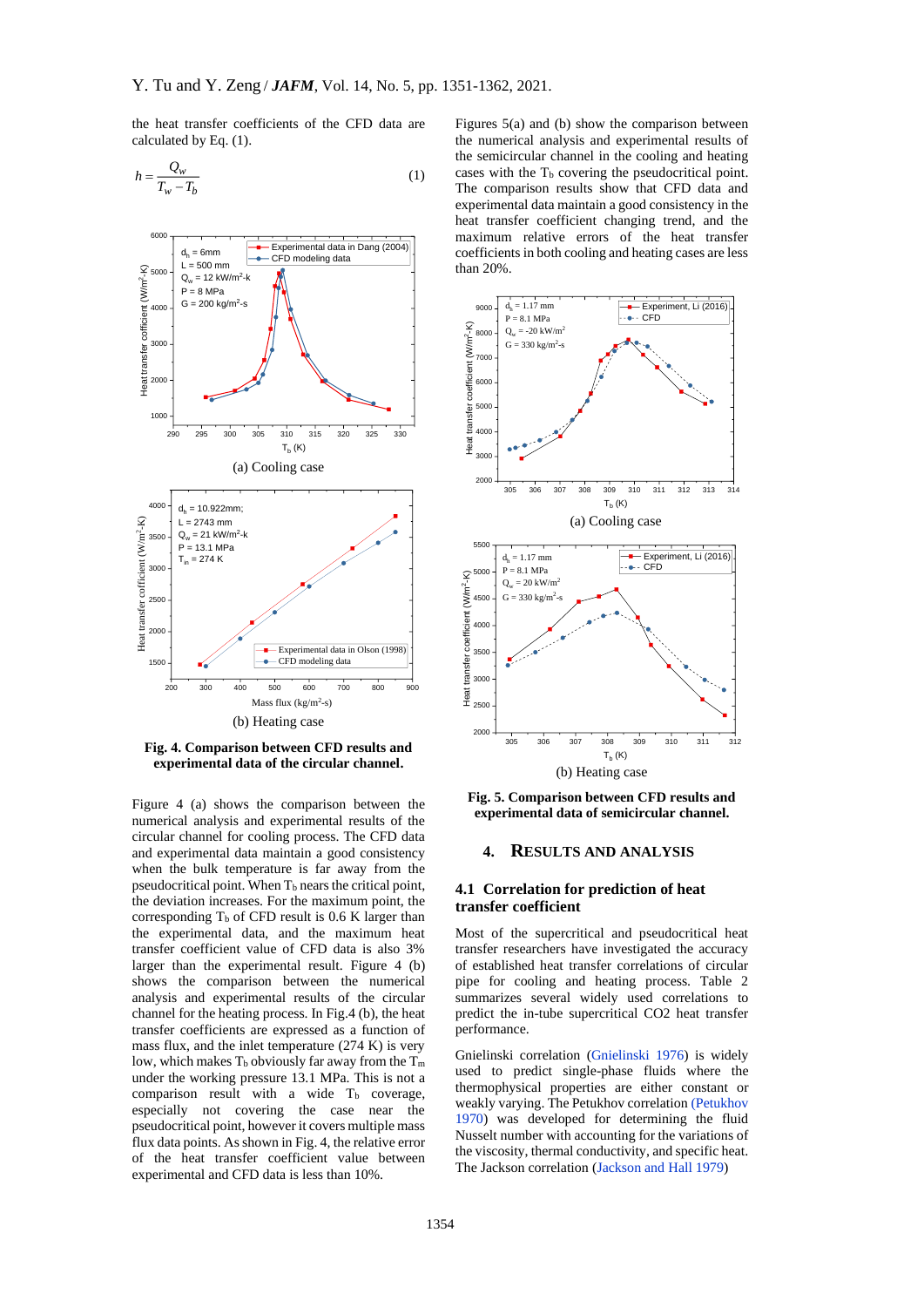the heat transfer coefficients of the CFD data are calculated by Eq. (1).

$$h = \frac{Q_w}{T_w - T_b} \tag{1}$$

(a) Cooling case

(b) Heating case

**Fig. 4. Comparison between CFD results and experimental data of the circular channel.**

Figure 4 (a) shows the comparison between the numerical analysis and experimental results of the circular channel for cooling process. The CFD data and experimental data maintain a good consistency when the bulk temperature is far away from the pseudocritical point. When $T_b$ nears the critical point, the deviation increases. For the maximum point, the corresponding $T_b$ of CFD result is 0.6 K larger than the experimental data, and the maximum heat transfer coefficient value of CFD data is also 3% larger than the experimental result. Figure 4 (b) shows the comparison between the numerical analysis and experimental results of the circular channel for the heating process. In Fig.4 (b), the heat transfer coefficients are expressed as a function of mass flux, and the inlet temperature (274 K) is very low, which makes $T_b$ obviously far away from the $T_m$ under the working pressure 13.1 MPa. This is not a comparison result with a wide $T_b$ coverage, especially not covering the case near the pseudocritical point, however it covers multiple mass flux data points. As shown in Fig. 4, the relative error of the heat transfer coefficient value between experimental and CFD data is less than 10%.

Figures 5(a) and (b) show the comparison between the numerical analysis and experimental results of the semicircular channel in the cooling and heating cases with the $T_b$ covering the pseudocritical point. The comparison results show that CFD data and experimental data maintain a good consistency in the heat transfer coefficient changing trend, and the maximum relative errors of the heat transfer coefficients in both cooling and heating cases are less than 20%.

(a) Cooling case

(b) Heating case

**Fig. 5. Comparison between CFD results and experimental data of semicircular channel.**

## 4. RESULTS AND ANALYSIS

### 4.1 Correlation for prediction of heat transfer coefficient

Most of the supercritical and pseudocritical heat transfer researchers have investigated the accuracy of established heat transfer correlations of circular pipe for cooling and heating process. Table 2 summarizes several widely used correlations to predict the in-tube supercritical CO2 heat transfer performance.

Gnielinski correlation (Gnielinski 1976) is widely used to predict single-phase fluids where the thermophysical properties are either constant or weakly varying. The Petukhov correlation (Petukhov 1970) was developed for determining the fluid Nusselt number with accounting for the variations of the viscosity, thermal conductivity, and specific heat. The Jackson correlation (Jackson and Hall 1979)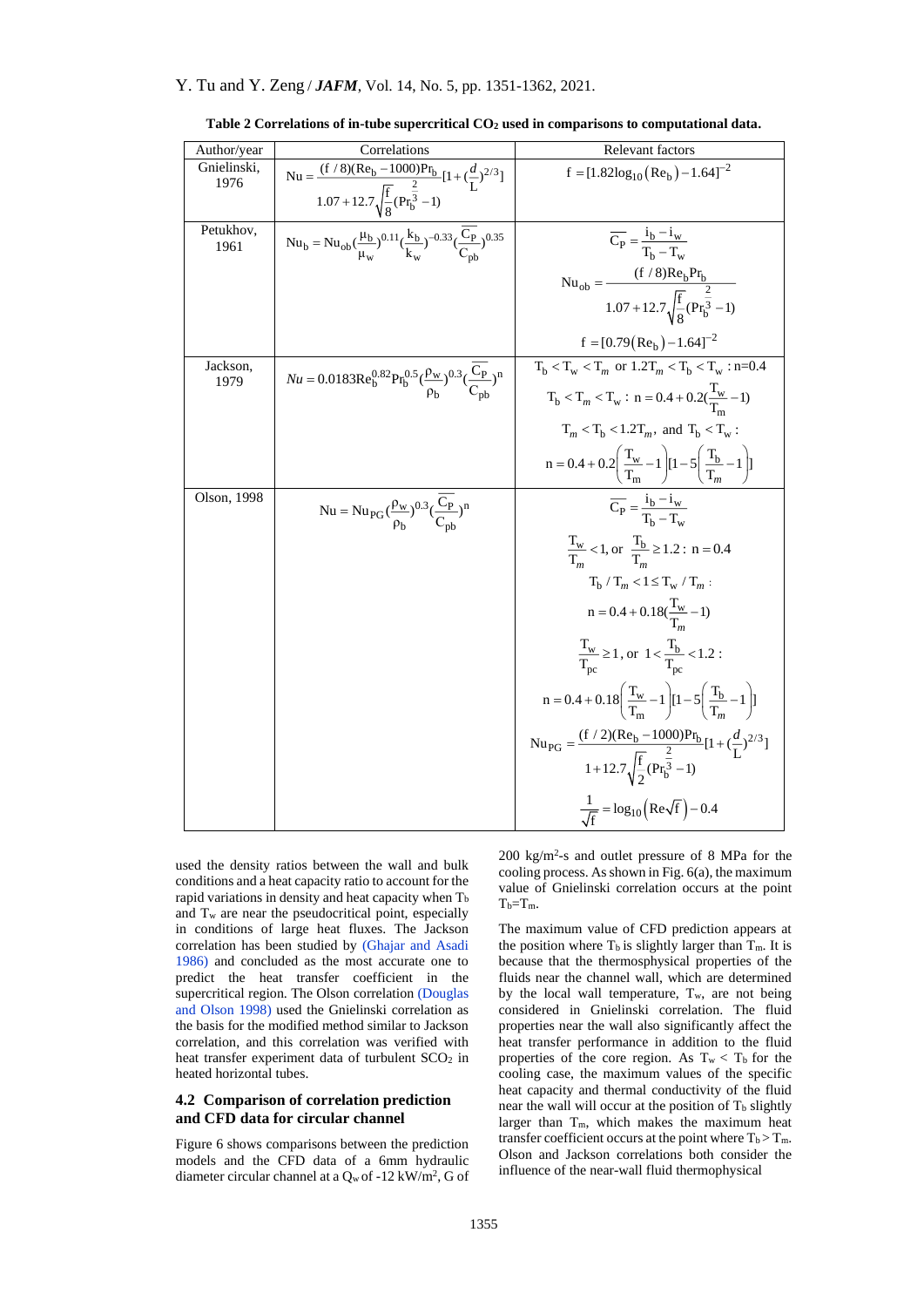**Table 2 Correlations of in-tube supercritical $CO_2$ used in comparisons to computational data.**

| Author/year | Correlations | Relevant factors |
|---|---|---|
| Gnielinski, 1976 | $\mathrm{Nu}=\dfrac{(f/8)(\mathrm{Re_b}-1000)\mathrm{Pr_b}}{1.07+12.7\sqrt{\dfrac{f}{8}}(\mathrm{Pr_b^{\frac{2}{3}}}-1)}[1+(\dfrac{d}{L})^{2/3}]$ | $f=[1.82\log_{10}(\mathrm{Re_b})-1.64]^{-2}$ |
| Petukhov, 1961 | $\mathrm{Nu_b}=\mathrm{Nu_{ob}}(\dfrac{\mu_b}{\mu_w})^{0.11}(\dfrac{k_b}{k_w})^{-0.33}(\dfrac{\overline{C_P}}{C_{pb}})^{0.35}$ | $\overline{C_P}=\dfrac{i_b-i_w}{T_b-T_w}$ <br> $\mathrm{Nu_{ob}}=\dfrac{(f/8)\mathrm{Re_b}\mathrm{Pr_b}}{1.07+12.7\sqrt{\dfrac{f}{8}}(\mathrm{Pr_b^{\frac{2}{3}}}-1)}$ <br> $f=[0.79(\mathrm{Re_b})-1.64]^{-2}$ |
| Jackson, 1979 | $Nu=0.0183\mathrm{Re_b^{0.82}}\mathrm{Pr_b^{0.5}}(\dfrac{\rho_w}{\rho_b})^{0.3}(\dfrac{\overline{C_P}}{C_{pb}})^{n}$ | $T_b<T_w<T_m$ or $1.2T_m<T_b<T_w$ : n=0.4 <br> $T_b<T_m<T_w$ : $n=0.4+0.2(\dfrac{T_w}{T_m}-1)$ <br> $T_m<T_b<1.2T_m$, and $T_b<T_w$ : <br> $n=0.4+0.2\left(\dfrac{T_w}{T_m}-1\right)[1-5\left(\dfrac{T_b}{T_m}-1\right)]$ |
| Olson, 1998 | $\mathrm{Nu}=\mathrm{Nu_{PG}}(\dfrac{\rho_w}{\rho_b})^{0.3}(\dfrac{\overline{C_P}}{C_{pb}})^{n}$ | $\overline{C_P}=\dfrac{i_b-i_w}{T_b-T_w}$ <br> $\dfrac{T_w}{T_m}<1$, or $\dfrac{T_b}{T_m}\geq 1.2$ : n = 0.4 <br> $T_b/T_m<1\leq T_w/T_m$ : <br> $n=0.4+0.18(\dfrac{T_w}{T_m}-1)$ <br> $\dfrac{T_w}{T_{pc}}\geq 1$, or $1<\dfrac{T_b}{T_{pc}}<1.2$ : <br> $n=0.4+0.18\left(\dfrac{T_w}{T_m}-1\right)[1-5\left(\dfrac{T_b}{T_m}-1\right)]$ <br> $\mathrm{Nu_{PG}}=\dfrac{(f/2)(\mathrm{Re_b}-1000)\mathrm{Pr_b}}{1+12.7\sqrt{\dfrac{f}{2}}(\mathrm{Pr_b^{\frac{2}{3}}}-1)}[1+(\dfrac{d}{L})^{2/3}]$ <br> $\dfrac{1}{\sqrt{f}}=\log_{10}\left(\mathrm{Re}\sqrt{f}\right)-0.4$ |

used the density ratios between the wall and bulk conditions and a heat capacity ratio to account for the rapid variations in density and heat capacity when $T_b$ and $T_w$ are near the pseudocritical point, especially in conditions of large heat fluxes. The Jackson correlation has been studied by (Ghajar and Asadi 1986) and concluded as the most accurate one to predict the heat transfer coefficient in the supercritical region. The Olson correlation (Douglas and Olson 1998) used the Gnielinski correlation as the basis for the modified method similar to Jackson correlation, and this correlation was verified with heat transfer experiment data of turbulent $SCO_2$ in heated horizontal tubes.

### 4.2 Comparison of correlation prediction and CFD data for circular channel

Figure 6 shows comparisons between the prediction models and the CFD data of a 6mm hydraulic diameter circular channel at a $Q_w$ of -12 kW/m², G of 200 kg/m²-s and outlet pressure of 8 MPa for the cooling process. As shown in Fig. 6(a), the maximum value of Gnielinski correlation occurs at the point $T_b$=$T_m$.

The maximum value of CFD prediction appears at the position where $T_b$ is slightly larger than $T_m$. It is because that the thermosphysical properties of the fluids near the channel wall, which are determined by the local wall temperature, $T_w$, are not being considered in Gnielinski correlation. The fluid properties near the wall also significantly affect the heat transfer performance in addition to the fluid properties of the core region. As $T_w < T_b$ for the cooling case, the maximum values of the specific heat capacity and thermal conductivity of the fluid near the wall will occur at the position of $T_b$ slightly larger than $T_m$, which makes the maximum heat transfer coefficient occurs at the point where $T_b > T_m$. Olson and Jackson correlations both consider the influence of the near-wall fluid thermophysical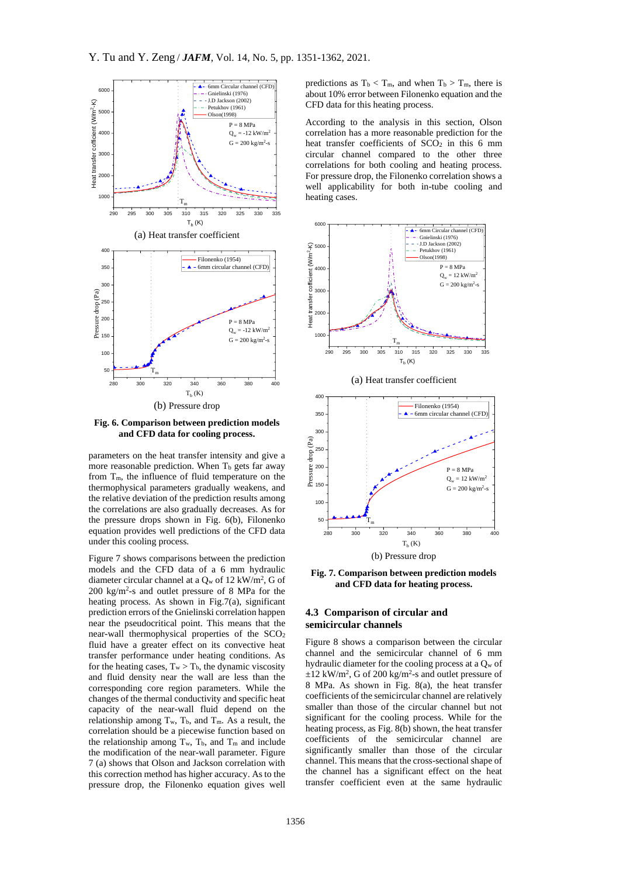(a) Heat transfer coefficient

(b) Pressure drop

**Fig. 6. Comparison between prediction models and CFD data for cooling process.**

parameters on the heat transfer intensity and give a more reasonable prediction. When $T_b$ gets far away from $T_m$, the influence of fluid temperature on the thermophysical parameters gradually weakens, and the relative deviation of the prediction results among the correlations are also gradually decreases. As for the pressure drops shown in Fig. 6(b), Filonenko equation provides well predictions of the CFD data under this cooling process.

Figure 7 shows comparisons between the prediction models and the CFD data of a 6 mm hydraulic diameter circular channel at a $Q_w$ of 12 kW/m$^2$, G of 200 kg/m$^2$-s and outlet pressure of 8 MPa for the heating process. As shown in Fig.7(a), significant prediction errors of the Gnielinski correlation happen near the pseudocritical point. This means that the near-wall thermophysical properties of the $SCO_2$ fluid have a greater effect on its convective heat transfer performance under heating conditions. As for the heating cases, $T_w > T_b$, the dynamic viscosity and fluid density near the wall are less than the corresponding core region parameters. While the changes of the thermal conductivity and specific heat capacity of the near-wall fluid depend on the relationship among $T_w$, $T_b$, and $T_m$. As a result, the correlation should be a piecewise function based on the relationship among $T_w$, $T_b$, and $T_m$ and include the modification of the near-wall parameter. Figure 7 (a) shows that Olson and Jackson correlation with this correction method has higher accuracy. As to the pressure drop, the Filonenko equation gives well predictions as $T_b < T_m$, and when $T_b > T_m$, there is about 10% error between Filonenko equation and the CFD data for this heating process.

According to the analysis in this section, Olson correlation has a more reasonable prediction for the heat transfer coefficients of $SCO_2$ in this 6 mm circular channel compared to the other three correlations for both cooling and heating process. For pressure drop, the Filonenko correlation shows a well applicability for both in-tube cooling and heating cases.

(a) Heat transfer coefficient

(b) Pressure drop

**Fig. 7. Comparison between prediction models and CFD data for heating process.**

## 4.3 Comparison of circular and semicircular channels

Figure 8 shows a comparison between the circular channel and the semicircular channel of 6 mm hydraulic diameter for the cooling process at a $Q_w$ of $\pm$12 kW/m$^2$, G of 200 kg/m$^2$-s and outlet pressure of 8 MPa. As shown in Fig. 8(a), the heat transfer coefficients of the semicircular channel are relatively smaller than those of the circular channel but not significant for the cooling process. While for the heating process, as Fig. 8(b) shown, the heat transfer coefficients of the semicircular channel are significantly smaller than those of the circular channel. This means that the cross-sectional shape of the channel has a significant effect on the heat transfer coefficient even at the same hydraulic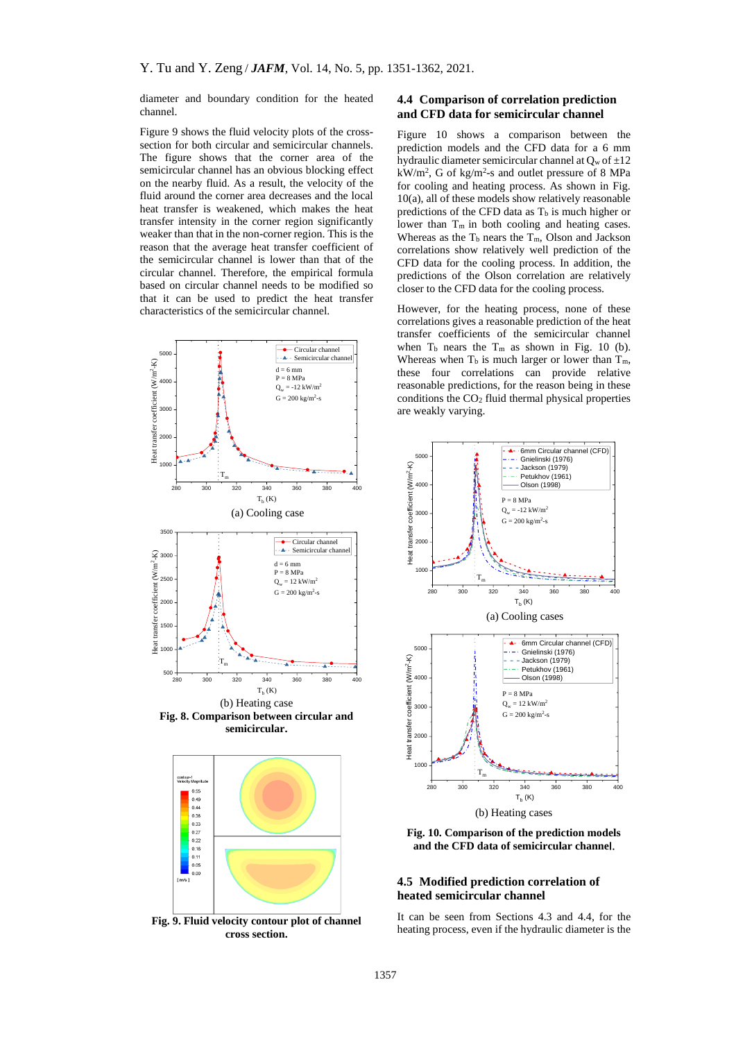diameter and boundary condition for the heated channel.

Figure 9 shows the fluid velocity plots of the cross-section for both circular and semicircular channels. The figure shows that the corner area of the semicircular channel has an obvious blocking effect on the nearby fluid. As a result, the velocity of the fluid around the corner area decreases and the local heat transfer is weakened, which makes the heat transfer intensity in the corner region significantly weaker than that in the non-corner region. This is the reason that the average heat transfer coefficient of the semicircular channel is lower than that of the circular channel. Therefore, the empirical formula based on circular channel needs to be modified so that it can be used to predict the heat transfer characteristics of the semicircular channel.

(a) Cooling case

(b) Heating case

**Fig. 8. Comparison between circular and semicircular.**

**Fig. 9. Fluid velocity contour plot of channel cross section.**

## 4.4 Comparison of correlation prediction and CFD data for semicircular channel

Figure 10 shows a comparison between the prediction models and the CFD data for a 6 mm hydraulic diameter semicircular channel at $Q_w$ of ±12 kW/m$^2$, G of kg/m$^2$-s and outlet pressure of 8 MPa for cooling and heating process. As shown in Fig. 10(a), all of these models show relatively reasonable predictions of the CFD data as $T_b$ is much higher or lower than $T_m$ in both cooling and heating cases. Whereas as the $T_b$ nears the $T_m$, Olson and Jackson correlations show relatively well prediction of the CFD data for the cooling process. In addition, the predictions of the Olson correlation are relatively closer to the CFD data for the cooling process.

However, for the heating process, none of these correlations gives a reasonable prediction of the heat transfer coefficients of the semicircular channel when $T_b$ nears the $T_m$ as shown in Fig. 10 (b). Whereas when $T_b$ is much larger or lower than $T_m$, these four correlations can provide relative reasonable predictions, for the reason being in these conditions the $CO_2$ fluid thermal physical properties are weakly varying.

(a) Cooling cases

(b) Heating cases

**Fig. 10. Comparison of the prediction models and the CFD data of semicircular channel.**

## 4.5 Modified prediction correlation of heated semicircular channel

It can be seen from Sections 4.3 and 4.4, for the heating process, even if the hydraulic diameter is the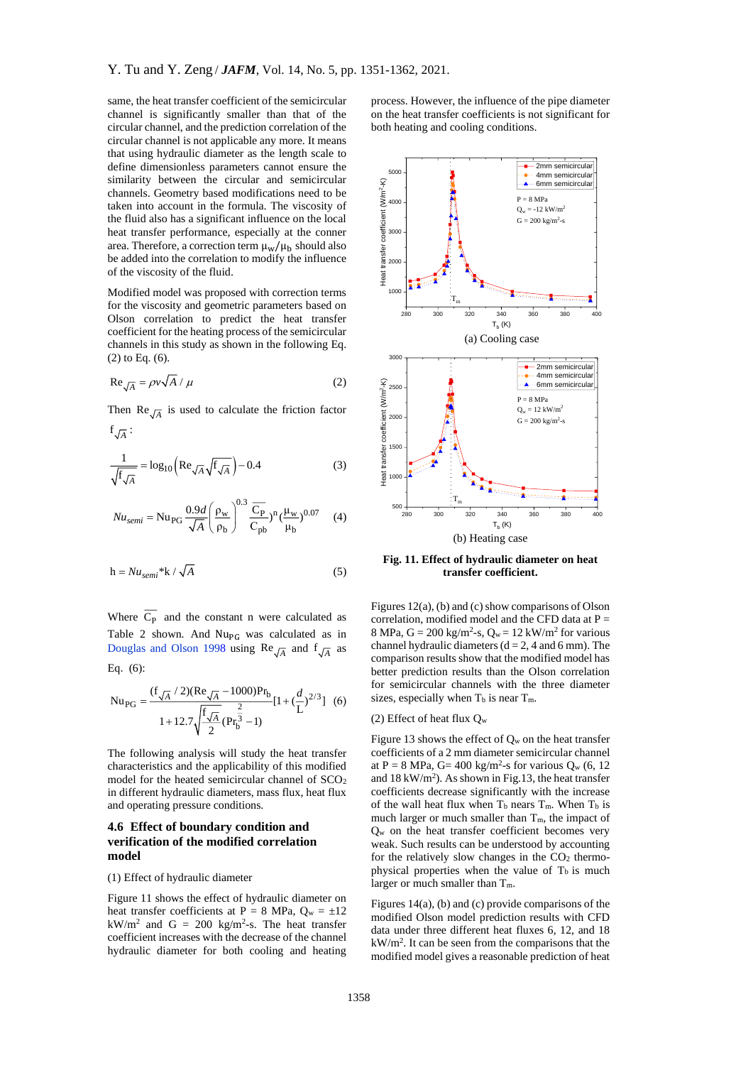same, the heat transfer coefficient of the semicircular channel is significantly smaller than that of the circular channel, and the prediction correlation of the circular channel is not applicable any more. It means that using hydraulic diameter as the length scale to define dimensionless parameters cannot ensure the similarity between the circular and semicircular channels. Geometry based modifications need to be taken into account in the formula. The viscosity of the fluid also has a significant influence on the local heat transfer performance, especially at the conner area. Therefore, a correction term $\mu_w/\mu_b$ should also be added into the correlation to modify the influence of the viscosity of the fluid.

Modified model was proposed with correction terms for the viscosity and geometric parameters based on Olson correlation to predict the heat transfer coefficient for the heating process of the semicircular channels in this study as shown in the following Eq. (2) to Eq. (6).

$$\mathrm{Re}_{\sqrt{A}} = \rho v \sqrt{A} / \mu \tag{2}$$

Then $\mathrm{Re}_{\sqrt{A}}$ is used to calculate the friction factor $\mathrm{f}_{\sqrt{A}}$:

$$\frac{1}{\sqrt{\mathrm{f}_{\sqrt{A}}}} = \log_{10}\left(\mathrm{Re}_{\sqrt{A}}\sqrt{\mathrm{f}_{\sqrt{A}}}\right) - 0.4 \tag{3}$$

$$Nu_{semi} = \mathrm{Nu}_{\mathrm{PG}} \frac{0.9d}{\sqrt{A}} \left(\frac{\rho_w}{\rho_b}\right)^{0.3} \left(\frac{\overline{C_P}}{C_{pb}}\right)^{n} \left(\frac{\mu_w}{\mu_b}\right)^{0.07} \tag{4}$$

$$\mathrm{h} = Nu_{semi} * \mathrm{k} / \sqrt{A} \tag{5}$$

Where $\overline{C_P}$ and the constant n were calculated as Table 2 shown. And $\mathrm{Nu}_{\mathrm{PG}}$ was calculated as in Douglas and Olson 1998 using $\mathrm{Re}_{\sqrt{A}}$ and $\mathrm{f}_{\sqrt{A}}$ as Eq. (6):

$$\mathrm{Nu}_{\mathrm{PG}} = \frac{(\mathrm{f}_{\sqrt{A}}/2)(\mathrm{Re}_{\sqrt{A}} - 1000)\mathrm{Pr}_b}{1 + 12.7\sqrt{\frac{\mathrm{f}_{\sqrt{A}}}{2}}(\mathrm{Pr}_b^{\frac{2}{3}} - 1)}\left[1 + \left(\frac{d}{L}\right)^{2/3}\right] \tag{6}$$

The following analysis will study the heat transfer characteristics and the applicability of this modified model for the heated semicircular channel of $SCO_2$ in different hydraulic diameters, mass flux, heat flux and operating pressure conditions.

### 4.6 Effect of boundary condition and verification of the modified correlation model

(1) Effect of hydraulic diameter

Figure 11 shows the effect of hydraulic diameter on heat transfer coefficients at P = 8 MPa, $Q_w$ = ±12 kW/m$^2$ and G = 200 kg/m$^2$-s. The heat transfer coefficient increases with the decrease of the channel hydraulic diameter for both cooling and heating process. However, the influence of the pipe diameter on the heat transfer coefficients is not significant for both heating and cooling conditions.

(a) Cooling case

(b) Heating case

**Fig. 11. Effect of hydraulic diameter on heat transfer coefficient.**

Figures 12(a), (b) and (c) show comparisons of Olson correlation, modified model and the CFD data at P = 8 MPa, G = 200 kg/m$^2$-s, $Q_w$ = 12 kW/m$^2$ for various channel hydraulic diameters (d = 2, 4 and 6 mm). The comparison results show that the modified model has better prediction results than the Olson correlation for semicircular channels with the three diameter sizes, especially when $T_b$ is near $T_m$.

(2) Effect of heat flux $Q_w$

Figure 13 shows the effect of $Q_w$ on the heat transfer coefficients of a 2 mm diameter semicircular channel at P = 8 MPa, G= 400 kg/m$^2$-s for various $Q_w$ (6, 12 and 18 kW/m$^2$). As shown in Fig.13, the heat transfer coefficients decrease significantly with the increase of the wall heat flux when $T_b$ nears $T_m$. When $T_b$ is much larger or much smaller than $T_m$, the impact of $Q_w$ on the heat transfer coefficient becomes very weak. Such results can be understood by accounting for the relatively slow changes in the $CO_2$ thermo-physical properties when the value of $T_b$ is much larger or much smaller than $T_m$.

Figures 14(a), (b) and (c) provide comparisons of the modified Olson model prediction results with CFD data under three different heat fluxes 6, 12, and 18 kW/m$^2$. It can be seen from the comparisons that the modified model gives a reasonable prediction of heat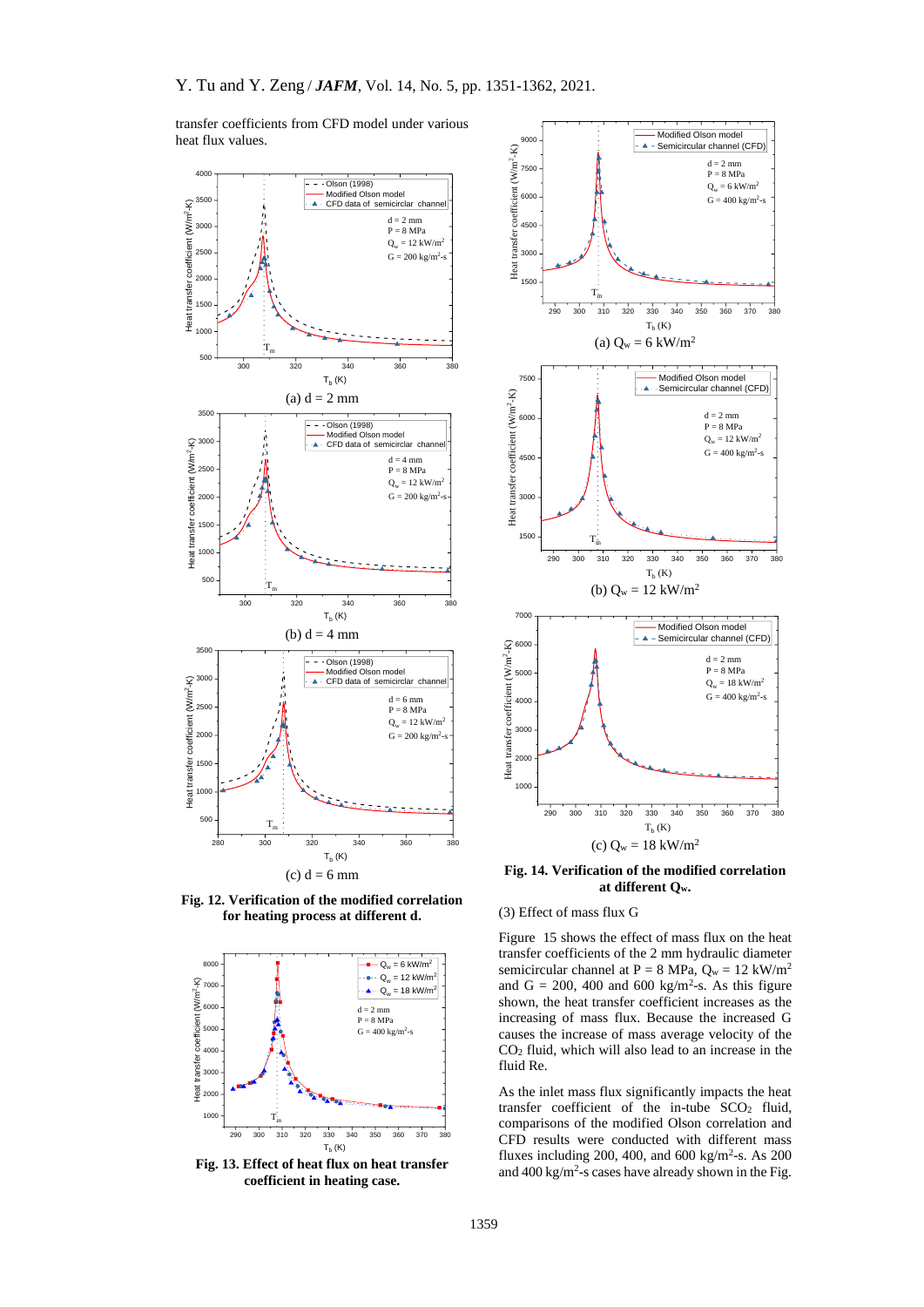transfer coefficients from CFD model under various heat flux values.

(a) d = 2 mm

(b) d = 4 mm

(c) d = 6 mm

**Fig. 12. Verification of the modified correlation for heating process at different d.**

**Fig. 13. Effect of heat flux on heat transfer coefficient in heating case.**

(a) $Q_w$ = 6 kW/m$^2$

(b) $Q_w$ = 12 kW/m$^2$

(c) $Q_w$ = 18 kW/m$^2$

**Fig. 14. Verification of the modified correlation at different $Q_w$.**

(3) Effect of mass flux G

Figure 15 shows the effect of mass flux on the heat transfer coefficients of the 2 mm hydraulic diameter semicircular channel at P = 8 MPa, $Q_w$ = 12 kW/m$^2$ and G = 200, 400 and 600 kg/m$^2$-s. As this figure shown, the heat transfer coefficient increases as the increasing of mass flux. Because the increased G causes the increase of mass average velocity of the $CO_2$ fluid, which will also lead to an increase in the fluid Re.

As the inlet mass flux significantly impacts the heat transfer coefficient of the in-tube $SCO_2$ fluid, comparisons of the modified Olson correlation and CFD results were conducted with different mass fluxes including 200, 400, and 600 kg/m$^2$-s. As 200 and 400 kg/m$^2$-s cases have already shown in the Fig.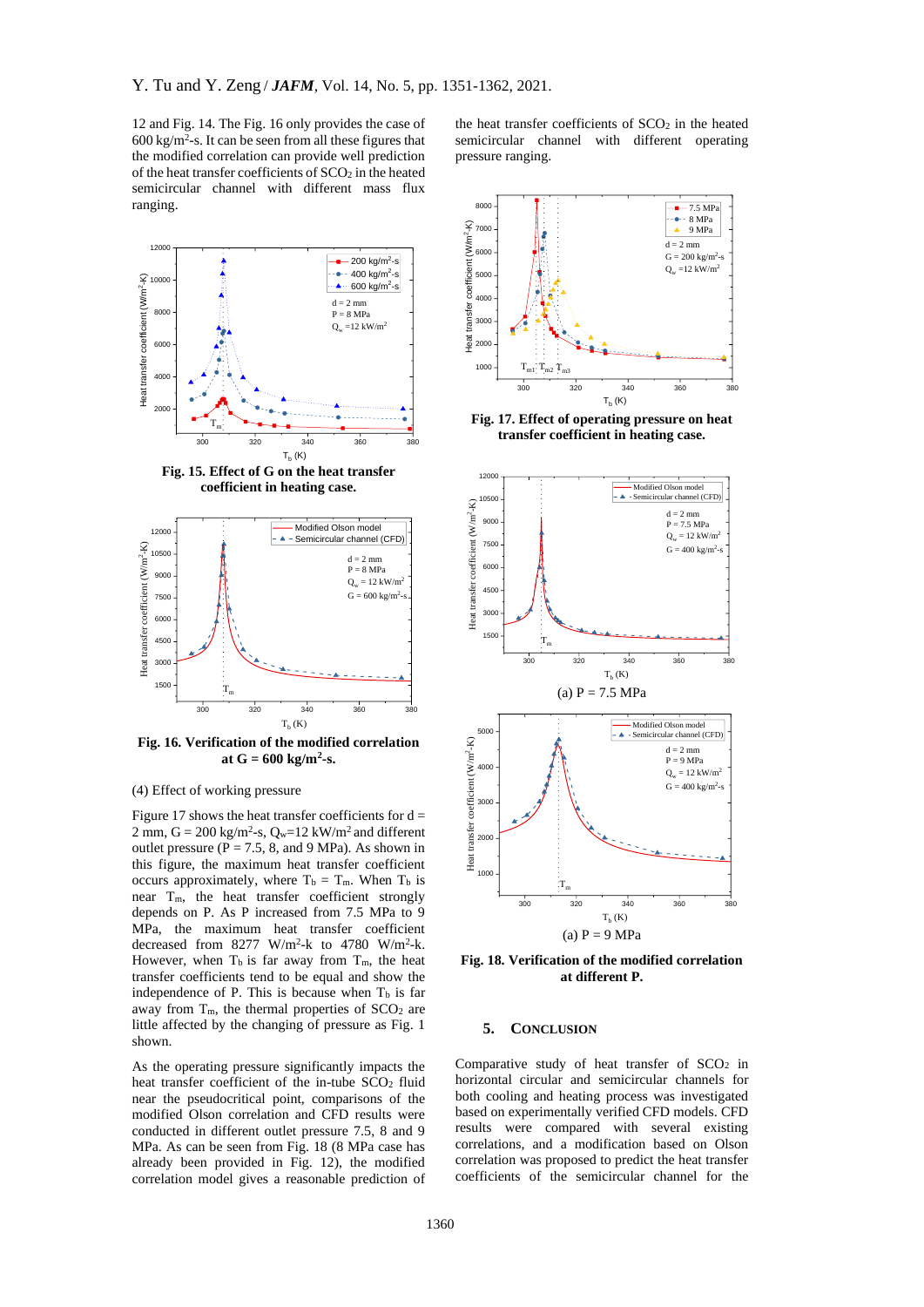12 and Fig. 14. The Fig. 16 only provides the case of 600 kg/m$^2$-s. It can be seen from all these figures that the modified correlation can provide well prediction of the heat transfer coefficients of $SCO_2$ in the heated semicircular channel with different mass flux ranging.

**Fig. 15. Effect of G on the heat transfer coefficient in heating case.**

**Fig. 16. Verification of the modified correlation at G = 600 kg/m$^2$-s.**

(4) Effect of working pressure

Figure 17 shows the heat transfer coefficients for d = 2 mm, G = 200 kg/m$^2$-s, $Q_w$=12 kW/m$^2$ and different outlet pressure (P = 7.5, 8, and 9 MPa). As shown in this figure, the maximum heat transfer coefficient occurs approximately, where $T_b = T_m$. When $T_b$ is near $T_m$, the heat transfer coefficient strongly depends on P. As P increased from 7.5 MPa to 9 MPa, the maximum heat transfer coefficient decreased from 8277 W/m$^2$-k to 4780 W/m$^2$-k. However, when $T_b$ is far away from $T_m$, the heat transfer coefficients tend to be equal and show the independence of P. This is because when $T_b$ is far away from $T_m$, the thermal properties of $SCO_2$ are little affected by the changing of pressure as Fig. 1 shown.

As the operating pressure significantly impacts the heat transfer coefficient of the in-tube $SCO_2$ fluid near the pseudocritical point, comparisons of the modified Olson correlation and CFD results were conducted in different outlet pressure 7.5, 8 and 9 MPa. As can be seen from Fig. 18 (8 MPa case has already been provided in Fig. 12), the modified correlation model gives a reasonable prediction of the heat transfer coefficients of $SCO_2$ in the heated semicircular channel with different operating pressure ranging.

**Fig. 17. Effect of operating pressure on heat transfer coefficient in heating case.**

(a) P = 7.5 MPa

(a) P = 9 MPa

**Fig. 18. Verification of the modified correlation at different P.**

## 5. Conclusion

Comparative study of heat transfer of $SCO_2$ in horizontal circular and semicircular channels for both cooling and heating process was investigated based on experimentally verified CFD models. CFD results were compared with several existing correlations, and a modification based on Olson correlation was proposed to predict the heat transfer coefficients of the semicircular channel for the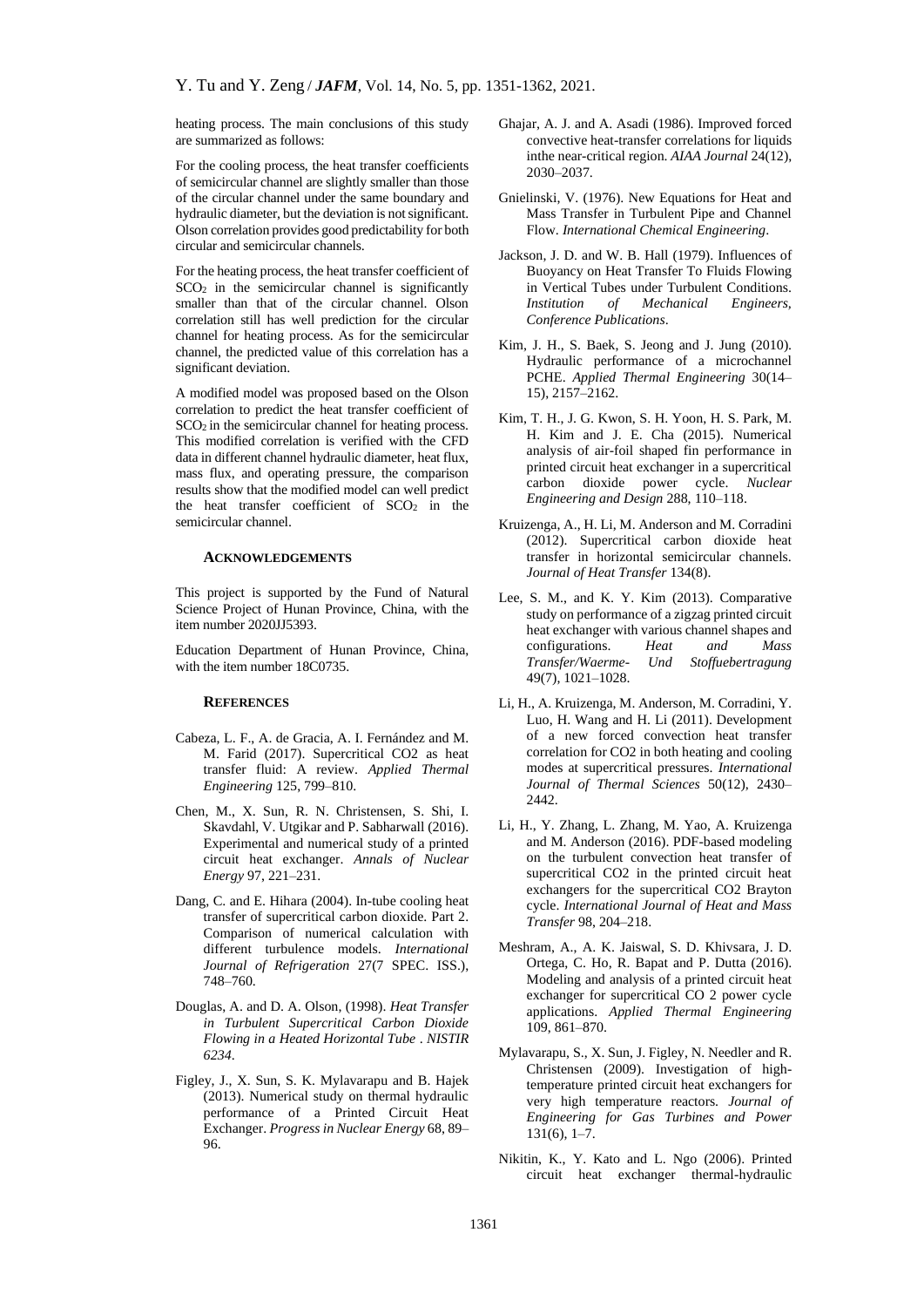heating process. The main conclusions of this study are summarized as follows:

For the cooling process, the heat transfer coefficients of semicircular channel are slightly smaller than those of the circular channel under the same boundary and hydraulic diameter, but the deviation is not significant. Olson correlation provides good predictability for both circular and semicircular channels.

For the heating process, the heat transfer coefficient of $SCO_2$ in the semicircular channel is significantly smaller than that of the circular channel. Olson correlation still has well prediction for the circular channel for heating process. As for the semicircular channel, the predicted value of this correlation has a significant deviation.

A modified model was proposed based on the Olson correlation to predict the heat transfer coefficient of $SCO_2$ in the semicircular channel for heating process. This modified correlation is verified with the CFD data in different channel hydraulic diameter, heat flux, mass flux, and operating pressure, the comparison results show that the modified model can well predict the heat transfer coefficient of $SCO_2$ in the semicircular channel.

## ACKNOWLEDGEMENTS

This project is supported by the Fund of Natural Science Project of Hunan Province, China, with the item number 2020JJ5393.

Education Department of Hunan Province, China, with the item number 18C0735.

## REFERENCES

Cabeza, L. F., A. de Gracia, A. I. Fernández and M. M. Farid (2017). Supercritical CO2 as heat transfer fluid: A review. *Applied Thermal Engineering* 125, 799–810.

Chen, M., X. Sun, R. N. Christensen, S. Shi, I. Skavdahl, V. Utgikar and P. Sabharwall (2016). Experimental and numerical study of a printed circuit heat exchanger. *Annals of Nuclear Energy* 97, 221–231.

Dang, C. and E. Hihara (2004). In-tube cooling heat transfer of supercritical carbon dioxide. Part 2. Comparison of numerical calculation with different turbulence models. *International Journal of Refrigeration* 27(7 SPEC. ISS.), 748–760.

Douglas, A. and D. A. Olson, (1998). *Heat Transfer in Turbulent Supercritical Carbon Dioxide Flowing in a Heated Horizontal Tube . NISTIR 6234*.

Figley, J., X. Sun, S. K. Mylavarapu and B. Hajek (2013). Numerical study on thermal hydraulic performance of a Printed Circuit Heat Exchanger. *Progress in Nuclear Energy* 68, 89–96.

Ghajar, A. J. and A. Asadi (1986). Improved forced convective heat-transfer correlations for liquids inthe near-critical region. *AIAA Journal* 24(12), 2030–2037.

Gnielinski, V. (1976). New Equations for Heat and Mass Transfer in Turbulent Pipe and Channel Flow. *International Chemical Engineering*.

Jackson, J. D. and W. B. Hall (1979). Influences of Buoyancy on Heat Transfer To Fluids Flowing in Vertical Tubes under Turbulent Conditions. *Institution of Mechanical Engineers, Conference Publications*.

Kim, J. H., S. Baek, S. Jeong and J. Jung (2010). Hydraulic performance of a microchannel PCHE. *Applied Thermal Engineering* 30(14–15), 2157–2162.

Kim, T. H., J. G. Kwon, S. H. Yoon, H. S. Park, M. H. Kim and J. E. Cha (2015). Numerical analysis of air-foil shaped fin performance in printed circuit heat exchanger in a supercritical carbon dioxide power cycle. *Nuclear Engineering and Design* 288, 110–118.

Kruizenga, A., H. Li, M. Anderson and M. Corradini (2012). Supercritical carbon dioxide heat transfer in horizontal semicircular channels. *Journal of Heat Transfer* 134(8).

Lee, S. M., and K. Y. Kim (2013). Comparative study on performance of a zigzag printed circuit heat exchanger with various channel shapes and configurations. *Heat and Mass Transfer/Waerme- Und Stoffuebertragung* 49(7), 1021–1028.

Li, H., A. Kruizenga, M. Anderson, M. Corradini, Y. Luo, H. Wang and H. Li (2011). Development of a new forced convection heat transfer correlation for CO2 in both heating and cooling modes at supercritical pressures. *International Journal of Thermal Sciences* 50(12), 2430–2442.

Li, H., Y. Zhang, L. Zhang, M. Yao, A. Kruizenga and M. Anderson (2016). PDF-based modeling on the turbulent convection heat transfer of supercritical CO2 in the printed circuit heat exchangers for the supercritical CO2 Brayton cycle. *International Journal of Heat and Mass Transfer* 98, 204–218.

Meshram, A., A. K. Jaiswal, S. D. Khivsara, J. D. Ortega, C. Ho, R. Bapat and P. Dutta (2016). Modeling and analysis of a printed circuit heat exchanger for supercritical CO 2 power cycle applications. *Applied Thermal Engineering* 109, 861–870.

Mylavarapu, S., X. Sun, J. Figley, N. Needler and R. Christensen (2009). Investigation of high-temperature printed circuit heat exchangers for very high temperature reactors. *Journal of Engineering for Gas Turbines and Power* 131(6), 1–7.

Nikitin, K., Y. Kato and L. Ngo (2006). Printed circuit heat exchanger thermal-hydraulic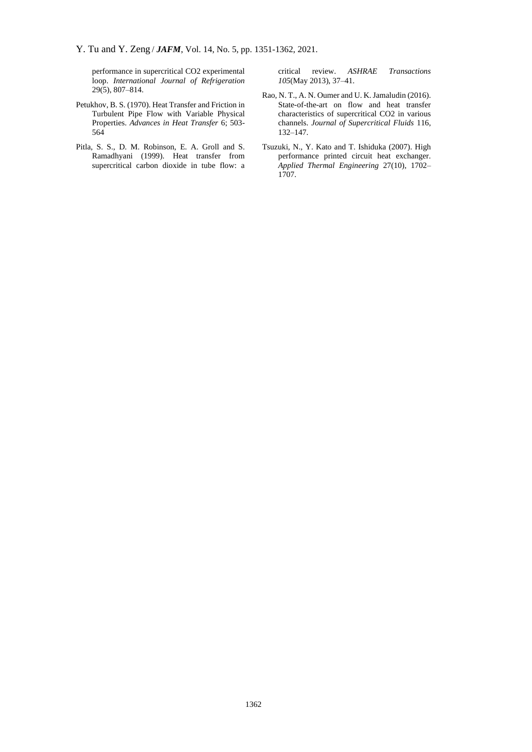performance in supercritical $CO_2$ experimental loop. *International Journal of Refrigeration* 29(5), 807–814.

Petukhov, B. S. (1970). Heat Transfer and Friction in Turbulent Pipe Flow with Variable Physical Properties. *Advances in Heat Transfer* 6; 503-564

Pitla, S. S., D. M. Robinson, E. A. Groll and S. Ramadhyani (1999). Heat transfer from supercritical carbon dioxide in tube flow: a critical review. *ASHRAE Transactions 105*(May 2013), 37–41.

Rao, N. T., A. N. Oumer and U. K. Jamaludin (2016). State-of-the-art on flow and heat transfer characteristics of supercritical $CO_2$ in various channels. *Journal of Supercritical Fluids* 116, 132–147.

Tsuzuki, N., Y. Kato and T. Ishiduka (2007). High performance printed circuit heat exchanger. *Applied Thermal Engineering* 27(10), 1702–1707.